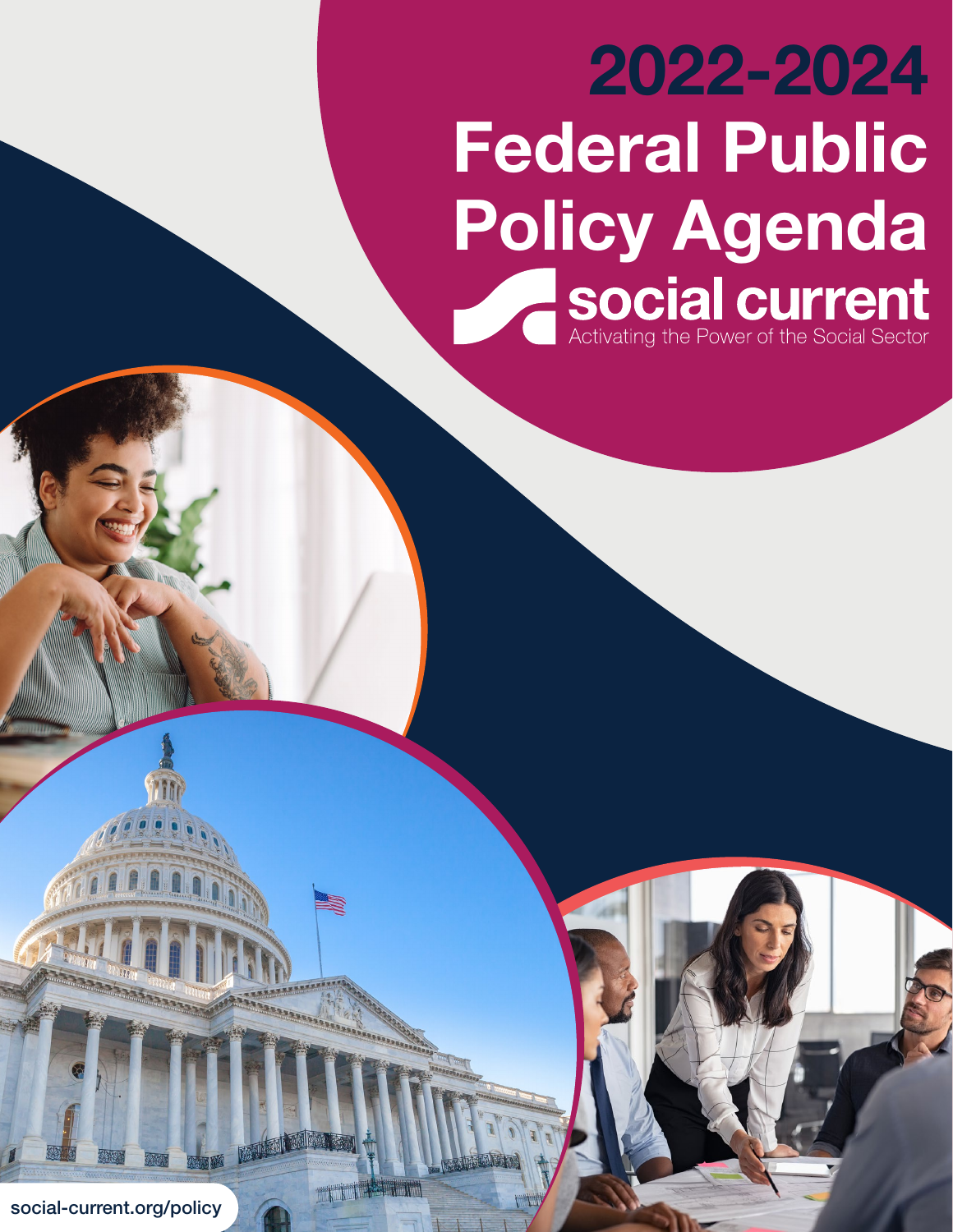# 2022-2024 Federal Public Policy Agenda

social current

Activating the Power of the Social Sector

social-current.org/policy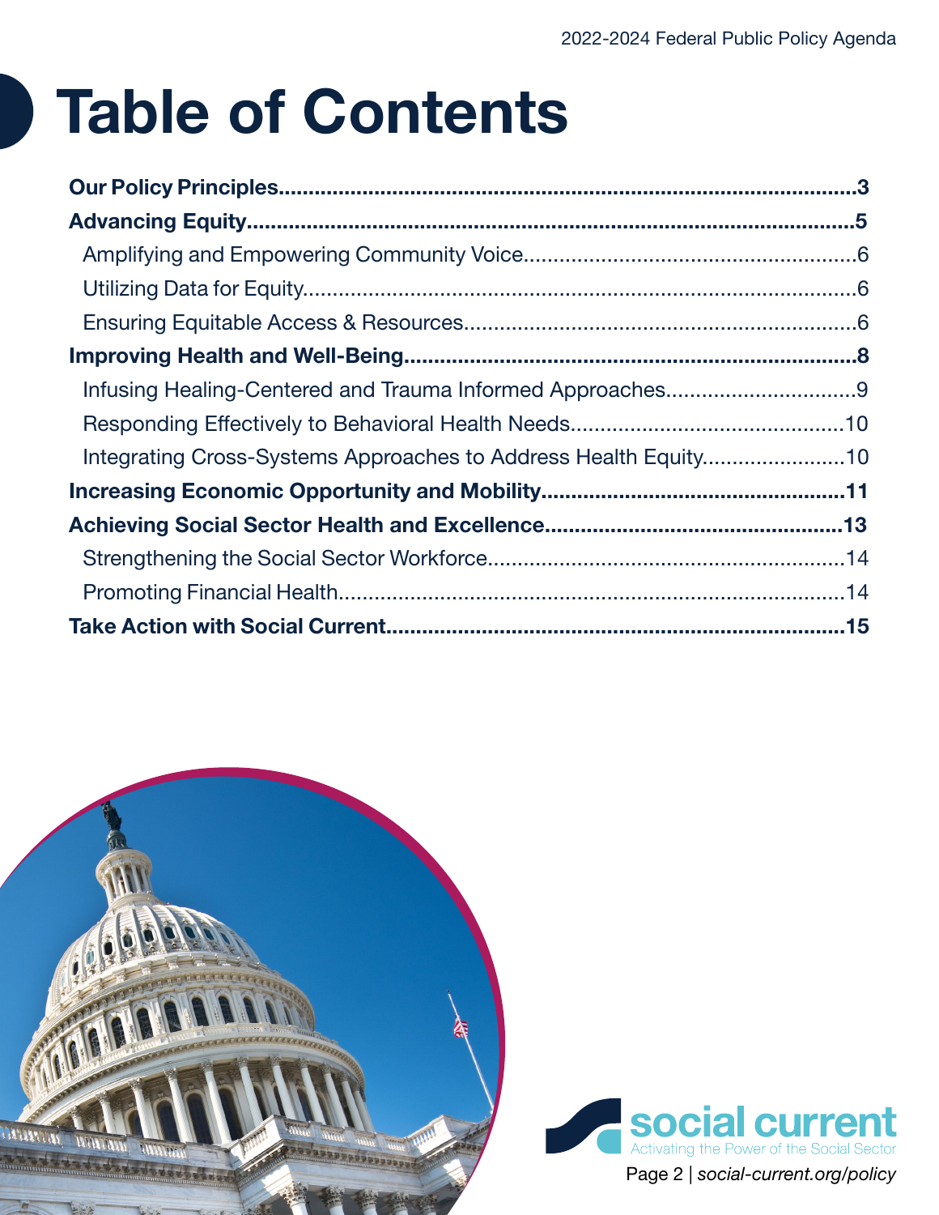# Table of Contents

**Our Policy Principles** .......... **3**

**Advancing Equity** .......... **5**

- Amplifying and Empowering Community Voice .......... 6
- Utilizing Data for Equity .......... 6
- Ensuring Equitable Access & Resources .......... 6

**Improving Health and Well-Being** .......... **8**

- Infusing Healing-Centered and Trauma Informed Approaches .......... 9
- Responding Effectively to Behavioral Health Needs .......... 10
- Integrating Cross-Systems Approaches to Address Health Equity .......... 10

**Increasing Economic Opportunity and Mobility** .......... **11**

**Achieving Social Sector Health and Excellence** .......... **13**

- Strengthening the Social Sector Workforce .......... 14
- Promoting Financial Health .......... 14

**Take Action with Social Current** .......... **15**

social current
Activating the Power of the Social Sector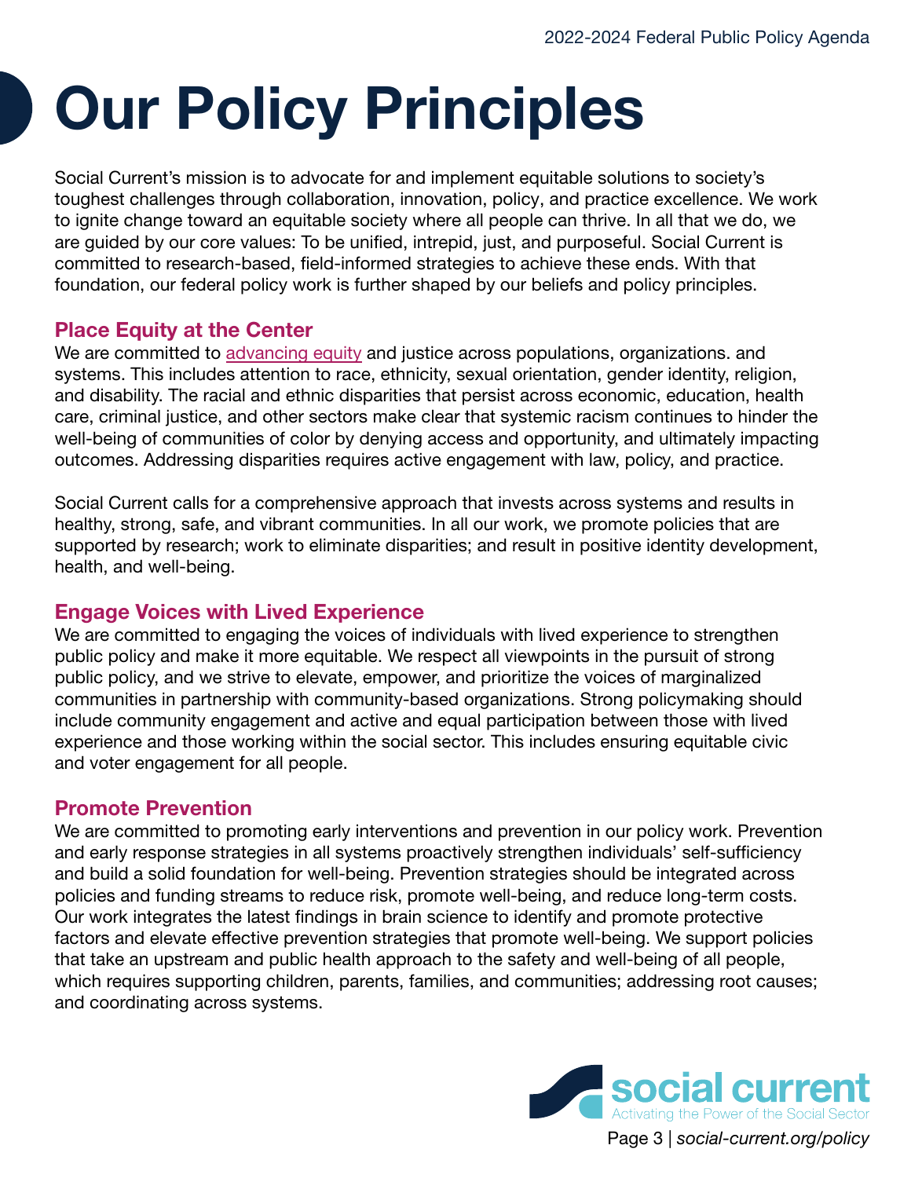# Our Policy Principles

Social Current's mission is to advocate for and implement equitable solutions to society's toughest challenges through collaboration, innovation, policy, and practice excellence. We work to ignite change toward an equitable society where all people can thrive. In all that we do, we are guided by our core values: To be unified, intrepid, just, and purposeful. Social Current is committed to research-based, field-informed strategies to achieve these ends. With that foundation, our federal policy work is further shaped by our beliefs and policy principles.

## Place Equity at the Center

We are committed to advancing equity and justice across populations, organizations. and systems. This includes attention to race, ethnicity, sexual orientation, gender identity, religion, and disability. The racial and ethnic disparities that persist across economic, education, health care, criminal justice, and other sectors make clear that systemic racism continues to hinder the well-being of communities of color by denying access and opportunity, and ultimately impacting outcomes. Addressing disparities requires active engagement with law, policy, and practice.

Social Current calls for a comprehensive approach that invests across systems and results in healthy, strong, safe, and vibrant communities. In all our work, we promote policies that are supported by research; work to eliminate disparities; and result in positive identity development, health, and well-being.

## Engage Voices with Lived Experience

We are committed to engaging the voices of individuals with lived experience to strengthen public policy and make it more equitable. We respect all viewpoints in the pursuit of strong public policy, and we strive to elevate, empower, and prioritize the voices of marginalized communities in partnership with community-based organizations. Strong policymaking should include community engagement and active and equal participation between those with lived experience and those working within the social sector. This includes ensuring equitable civic and voter engagement for all people.

## Promote Prevention

We are committed to promoting early interventions and prevention in our policy work. Prevention and early response strategies in all systems proactively strengthen individuals' self-sufficiency and build a solid foundation for well-being. Prevention strategies should be integrated across policies and funding streams to reduce risk, promote well-being, and reduce long-term costs. Our work integrates the latest findings in brain science to identify and promote protective factors and elevate effective prevention strategies that promote well-being. We support policies that take an upstream and public health approach to the safety and well-being of all people, which requires supporting children, parents, families, and communities; addressing root causes; and coordinating across systems.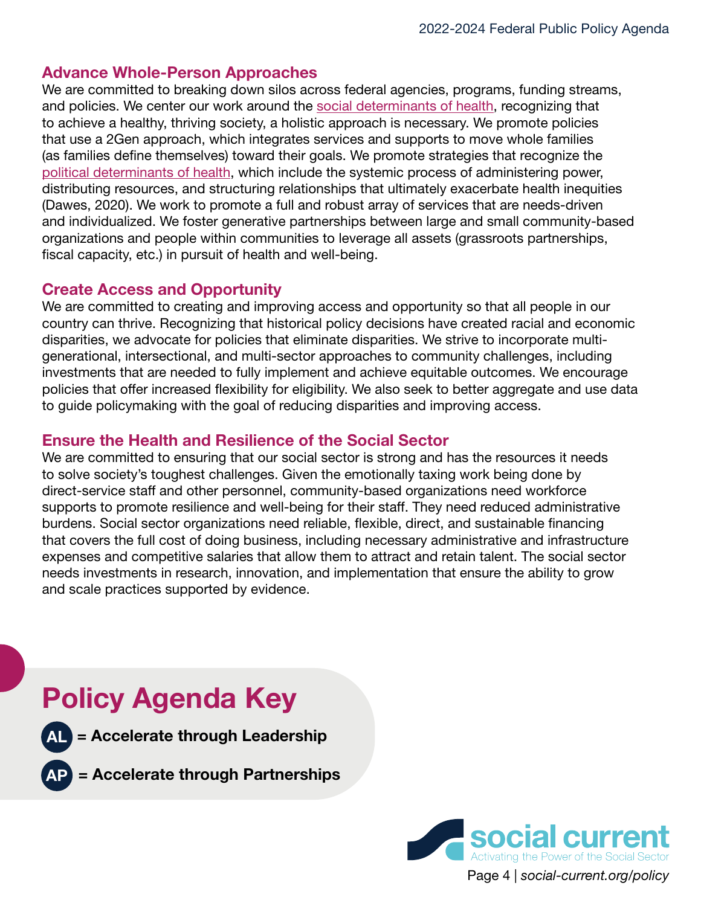### Advance Whole-Person Approaches

We are committed to breaking down silos across federal agencies, programs, funding streams, and policies. We center our work around the social determinants of health, recognizing that to achieve a healthy, thriving society, a holistic approach is necessary. We promote policies that use a 2Gen approach, which integrates services and supports to move whole families (as families define themselves) toward their goals. We promote strategies that recognize the political determinants of health, which include the systemic process of administering power, distributing resources, and structuring relationships that ultimately exacerbate health inequities (Dawes, 2020). We work to promote a full and robust array of services that are needs-driven and individualized. We foster generative partnerships between large and small community-based organizations and people within communities to leverage all assets (grassroots partnerships, fiscal capacity, etc.) in pursuit of health and well-being.

### Create Access and Opportunity

We are committed to creating and improving access and opportunity so that all people in our country can thrive. Recognizing that historical policy decisions have created racial and economic disparities, we advocate for policies that eliminate disparities. We strive to incorporate multi-generational, intersectional, and multi-sector approaches to community challenges, including investments that are needed to fully implement and achieve equitable outcomes. We encourage policies that offer increased flexibility for eligibility. We also seek to better aggregate and use data to guide policymaking with the goal of reducing disparities and improving access.

### Ensure the Health and Resilience of the Social Sector

We are committed to ensuring that our social sector is strong and has the resources it needs to solve society's toughest challenges. Given the emotionally taxing work being done by direct-service staff and other personnel, community-based organizations need workforce supports to promote resilience and well-being for their staff. They need reduced administrative burdens. Social sector organizations need reliable, flexible, direct, and sustainable financing that covers the full cost of doing business, including necessary administrative and infrastructure expenses and competitive salaries that allow them to attract and retain talent. The social sector needs investments in research, innovation, and implementation that ensure the ability to grow and scale practices supported by evidence.

## Policy Agenda Key

**AL** = **Accelerate through Leadership**

**AP** = **Accelerate through Partnerships**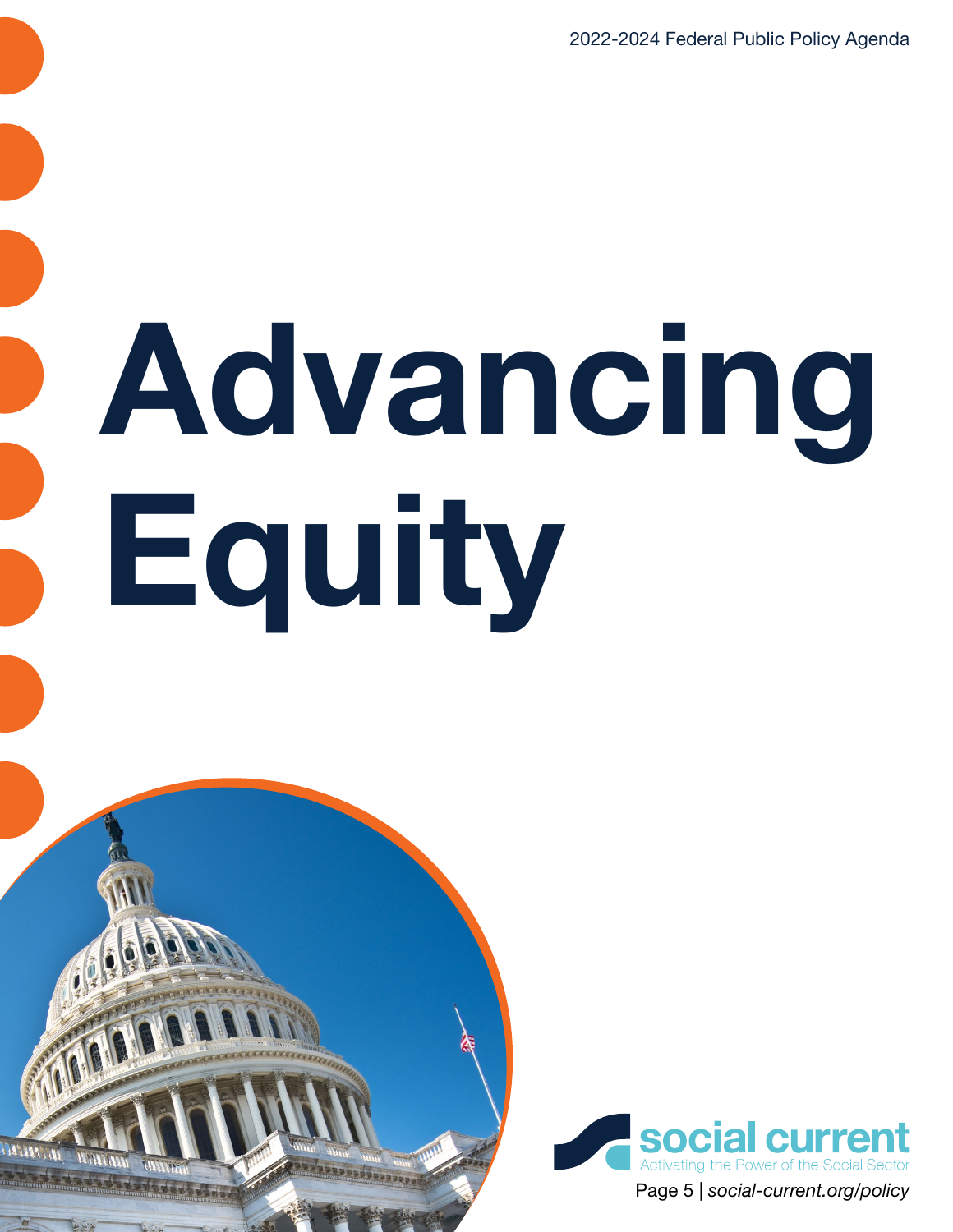# Advancing Equity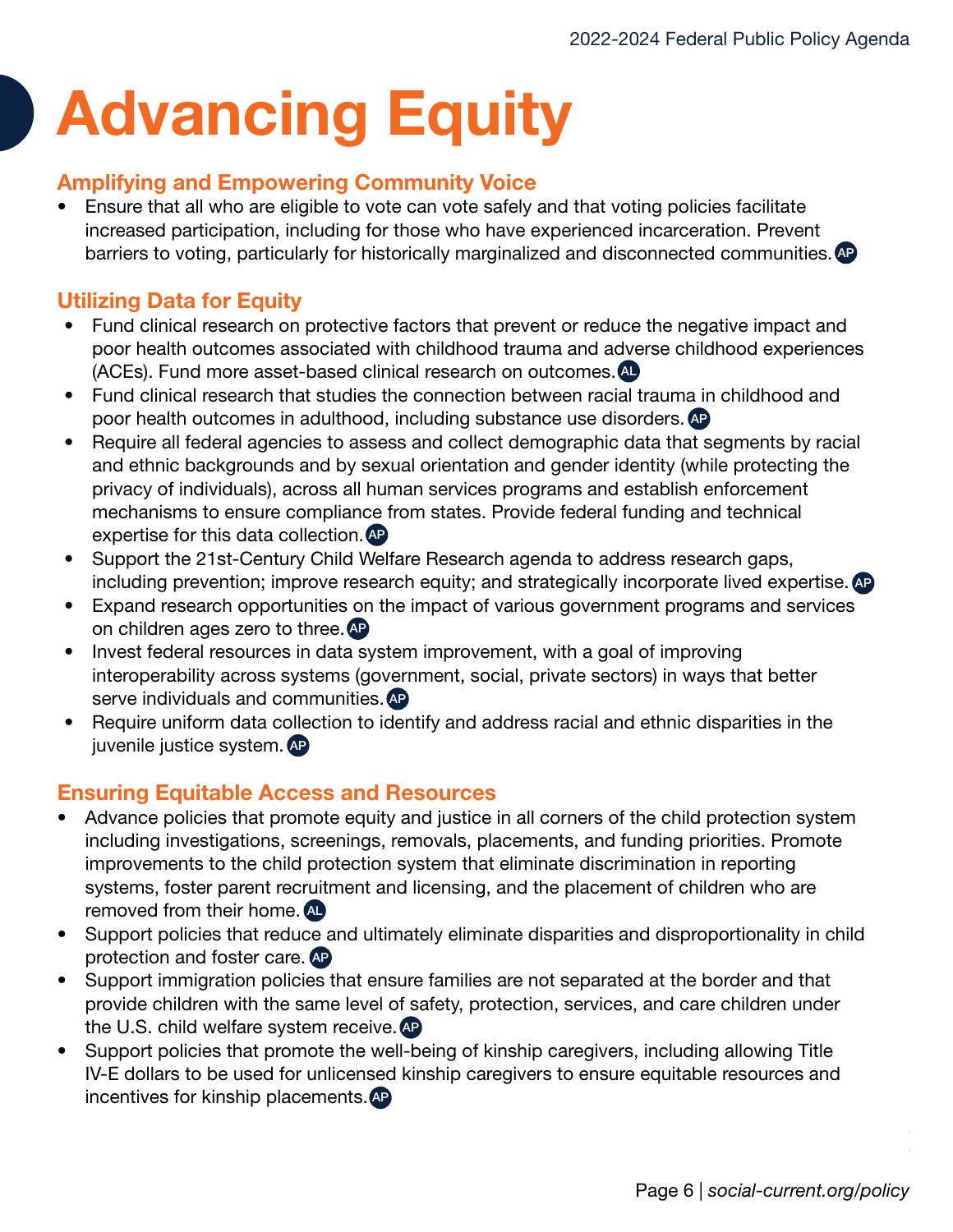# Advancing Equity

## Amplifying and Empowering Community Voice

- Ensure that all who are eligible to vote can vote safely and that voting policies facilitate increased participation, including for those who have experienced incarceration. Prevent barriers to voting, particularly for historically marginalized and disconnected communities. AP

## Utilizing Data for Equity

- Fund clinical research on protective factors that prevent or reduce the negative impact and poor health outcomes associated with childhood trauma and adverse childhood experiences (ACEs). Fund more asset-based clinical research on outcomes. AL
- Fund clinical research that studies the connection between racial trauma in childhood and poor health outcomes in adulthood, including substance use disorders. AP
- Require all federal agencies to assess and collect demographic data that segments by racial and ethnic backgrounds and by sexual orientation and gender identity (while protecting the privacy of individuals), across all human services programs and establish enforcement mechanisms to ensure compliance from states. Provide federal funding and technical expertise for this data collection. AP
- Support the 21st-Century Child Welfare Research agenda to address research gaps, including prevention; improve research equity; and strategically incorporate lived expertise. AP
- Expand research opportunities on the impact of various government programs and services on children ages zero to three. AP
- Invest federal resources in data system improvement, with a goal of improving interoperability across systems (government, social, private sectors) in ways that better serve individuals and communities. AP
- Require uniform data collection to identify and address racial and ethnic disparities in the juvenile justice system. AP

## Ensuring Equitable Access and Resources

- Advance policies that promote equity and justice in all corners of the child protection system including investigations, screenings, removals, placements, and funding priorities. Promote improvements to the child protection system that eliminate discrimination in reporting systems, foster parent recruitment and licensing, and the placement of children who are removed from their home. AL
- Support policies that reduce and ultimately eliminate disparities and disproportionality in child protection and foster care. AP
- Support immigration policies that ensure families are not separated at the border and that provide children with the same level of safety, protection, services, and care children under the U.S. child welfare system receive. AP
- Support policies that promote the well-being of kinship caregivers, including allowing Title IV-E dollars to be used for unlicensed kinship caregivers to ensure equitable resources and incentives for kinship placements. AP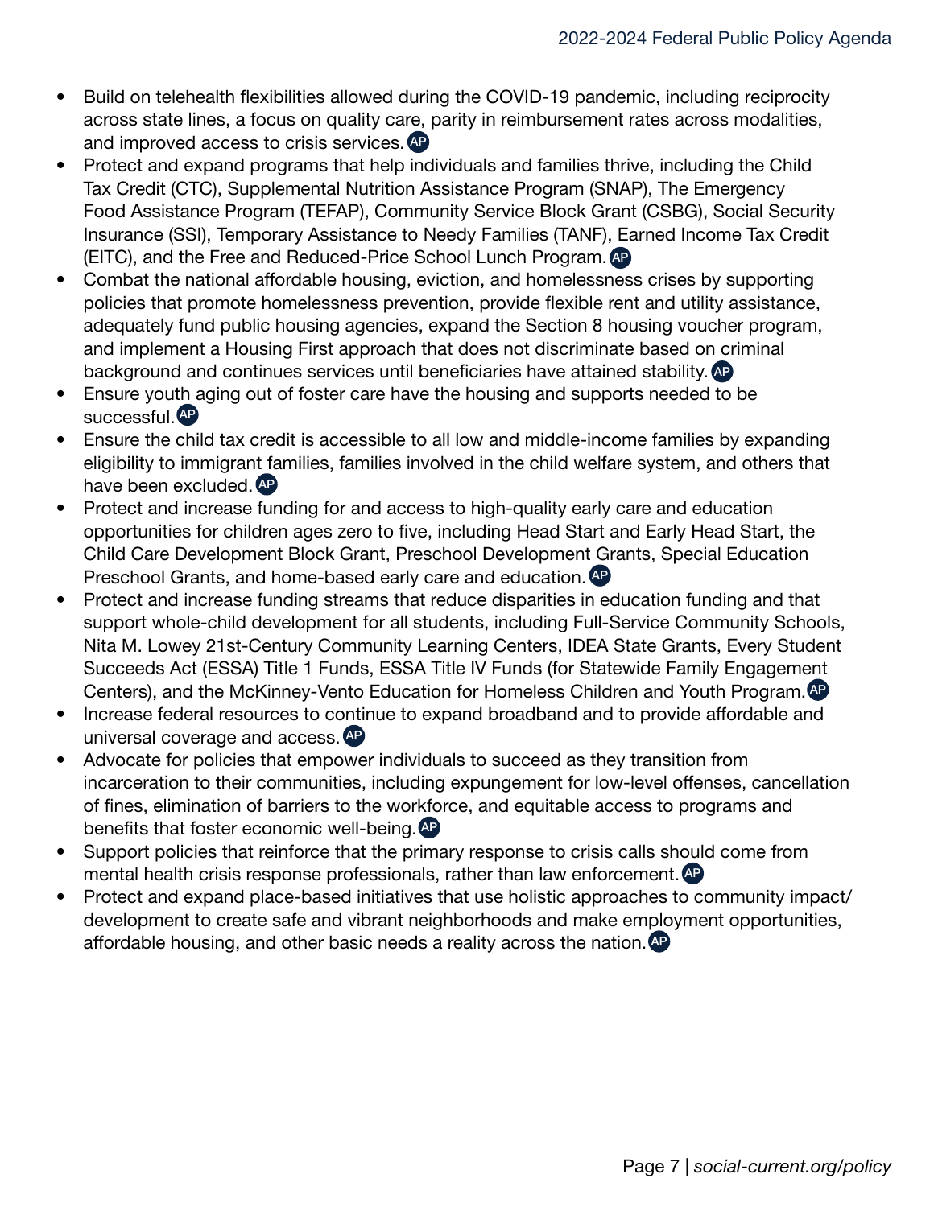- Build on telehealth flexibilities allowed during the COVID-19 pandemic, including reciprocity across state lines, a focus on quality care, parity in reimbursement rates across modalities, and improved access to crisis services. AP
- Protect and expand programs that help individuals and families thrive, including the Child Tax Credit (CTC), Supplemental Nutrition Assistance Program (SNAP), The Emergency Food Assistance Program (TEFAP), Community Service Block Grant (CSBG), Social Security Insurance (SSI), Temporary Assistance to Needy Families (TANF), Earned Income Tax Credit (EITC), and the Free and Reduced-Price School Lunch Program. AP
- Combat the national affordable housing, eviction, and homelessness crises by supporting policies that promote homelessness prevention, provide flexible rent and utility assistance, adequately fund public housing agencies, expand the Section 8 housing voucher program, and implement a Housing First approach that does not discriminate based on criminal background and continues services until beneficiaries have attained stability. AP
- Ensure youth aging out of foster care have the housing and supports needed to be successful. AP
- Ensure the child tax credit is accessible to all low and middle-income families by expanding eligibility to immigrant families, families involved in the child welfare system, and others that have been excluded. AP
- Protect and increase funding for and access to high-quality early care and education opportunities for children ages zero to five, including Head Start and Early Head Start, the Child Care Development Block Grant, Preschool Development Grants, Special Education Preschool Grants, and home-based early care and education. AP
- Protect and increase funding streams that reduce disparities in education funding and that support whole-child development for all students, including Full-Service Community Schools, Nita M. Lowey 21st-Century Community Learning Centers, IDEA State Grants, Every Student Succeeds Act (ESSA) Title 1 Funds, ESSA Title IV Funds (for Statewide Family Engagement Centers), and the McKinney-Vento Education for Homeless Children and Youth Program. AP
- Increase federal resources to continue to expand broadband and to provide affordable and universal coverage and access. AP
- Advocate for policies that empower individuals to succeed as they transition from incarceration to their communities, including expungement for low-level offenses, cancellation of fines, elimination of barriers to the workforce, and equitable access to programs and benefits that foster economic well-being. AP
- Support policies that reinforce that the primary response to crisis calls should come from mental health crisis response professionals, rather than law enforcement. AP
- Protect and expand place-based initiatives that use holistic approaches to community impact/development to create safe and vibrant neighborhoods and make employment opportunities, affordable housing, and other basic needs a reality across the nation. AP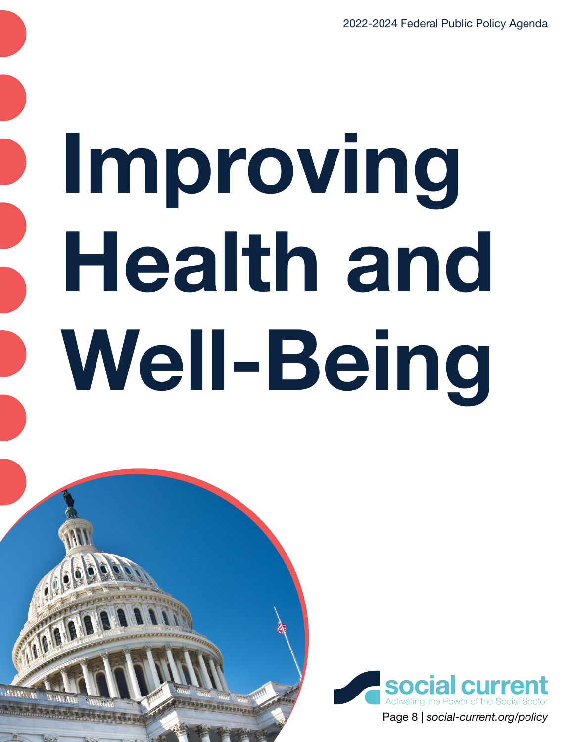# Improving Health and Well-Being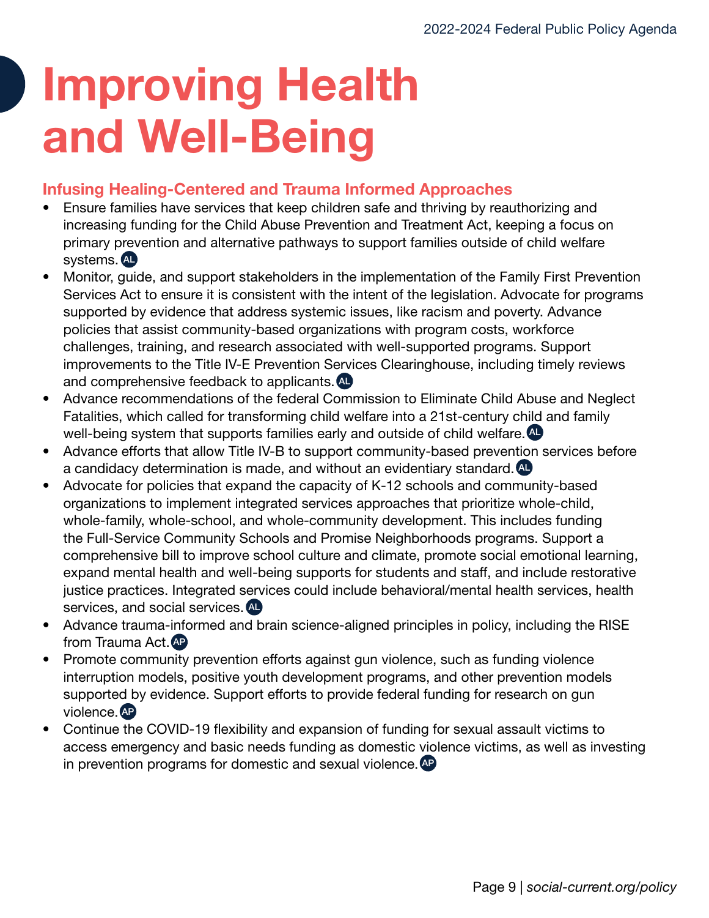# Improving Health and Well-Being

## Infusing Healing-Centered and Trauma Informed Approaches

- Ensure families have services that keep children safe and thriving by reauthorizing and increasing funding for the Child Abuse Prevention and Treatment Act, keeping a focus on primary prevention and alternative pathways to support families outside of child welfare systems. AL
- Monitor, guide, and support stakeholders in the implementation of the Family First Prevention Services Act to ensure it is consistent with the intent of the legislation. Advocate for programs supported by evidence that address systemic issues, like racism and poverty. Advance policies that assist community-based organizations with program costs, workforce challenges, training, and research associated with well-supported programs. Support improvements to the Title IV-E Prevention Services Clearinghouse, including timely reviews and comprehensive feedback to applicants. AL
- Advance recommendations of the federal Commission to Eliminate Child Abuse and Neglect Fatalities, which called for transforming child welfare into a 21st-century child and family well-being system that supports families early and outside of child welfare. AL
- Advance efforts that allow Title IV-B to support community-based prevention services before a candidacy determination is made, and without an evidentiary standard. AL
- Advocate for policies that expand the capacity of K-12 schools and community-based organizations to implement integrated services approaches that prioritize whole-child, whole-family, whole-school, and whole-community development. This includes funding the Full-Service Community Schools and Promise Neighborhoods programs. Support a comprehensive bill to improve school culture and climate, promote social emotional learning, expand mental health and well-being supports for students and staff, and include restorative justice practices. Integrated services could include behavioral/mental health services, health services, and social services. AL
- Advance trauma-informed and brain science-aligned principles in policy, including the RISE from Trauma Act. AP
- Promote community prevention efforts against gun violence, such as funding violence interruption models, positive youth development programs, and other prevention models supported by evidence. Support efforts to provide federal funding for research on gun violence. AP
- Continue the COVID-19 flexibility and expansion of funding for sexual assault victims to access emergency and basic needs funding as domestic violence victims, as well as investing in prevention programs for domestic and sexual violence. AP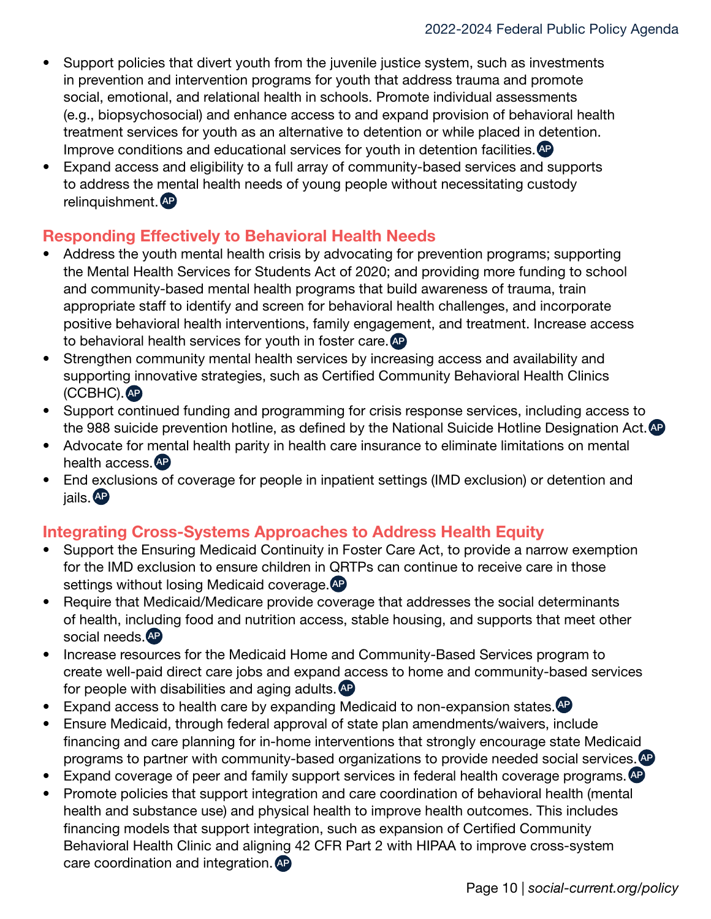- Support policies that divert youth from the juvenile justice system, such as investments in prevention and intervention programs for youth that address trauma and promote social, emotional, and relational health in schools. Promote individual assessments (e.g., biopsychosocial) and enhance access to and expand provision of behavioral health treatment services for youth as an alternative to detention or while placed in detention. Improve conditions and educational services for youth in detention facilities. AP
- Expand access and eligibility to a full array of community-based services and supports to address the mental health needs of young people without necessitating custody relinquishment. AP

## Responding Effectively to Behavioral Health Needs

- Address the youth mental health crisis by advocating for prevention programs; supporting the Mental Health Services for Students Act of 2020; and providing more funding to school and community-based mental health programs that build awareness of trauma, train appropriate staff to identify and screen for behavioral health challenges, and incorporate positive behavioral health interventions, family engagement, and treatment. Increase access to behavioral health services for youth in foster care. AP
- Strengthen community mental health services by increasing access and availability and supporting innovative strategies, such as Certified Community Behavioral Health Clinics (CCBHC). AP
- Support continued funding and programming for crisis response services, including access to the 988 suicide prevention hotline, as defined by the National Suicide Hotline Designation Act. AP
- Advocate for mental health parity in health care insurance to eliminate limitations on mental health access. AP
- End exclusions of coverage for people in inpatient settings (IMD exclusion) or detention and jails. AP

## Integrating Cross-Systems Approaches to Address Health Equity

- Support the Ensuring Medicaid Continuity in Foster Care Act, to provide a narrow exemption for the IMD exclusion to ensure children in QRTPs can continue to receive care in those settings without losing Medicaid coverage. AP
- Require that Medicaid/Medicare provide coverage that addresses the social determinants of health, including food and nutrition access, stable housing, and supports that meet other social needs. AP
- Increase resources for the Medicaid Home and Community-Based Services program to create well-paid direct care jobs and expand access to home and community-based services for people with disabilities and aging adults. AP
- Expand access to health care by expanding Medicaid to non-expansion states. AP
- Ensure Medicaid, through federal approval of state plan amendments/waivers, include financing and care planning for in-home interventions that strongly encourage state Medicaid programs to partner with community-based organizations to provide needed social services. AP
- Expand coverage of peer and family support services in federal health coverage programs. AP
- Promote policies that support integration and care coordination of behavioral health (mental health and substance use) and physical health to improve health outcomes. This includes financing models that support integration, such as expansion of Certified Community Behavioral Health Clinic and aligning 42 CFR Part 2 with HIPAA to improve cross-system care coordination and integration. AP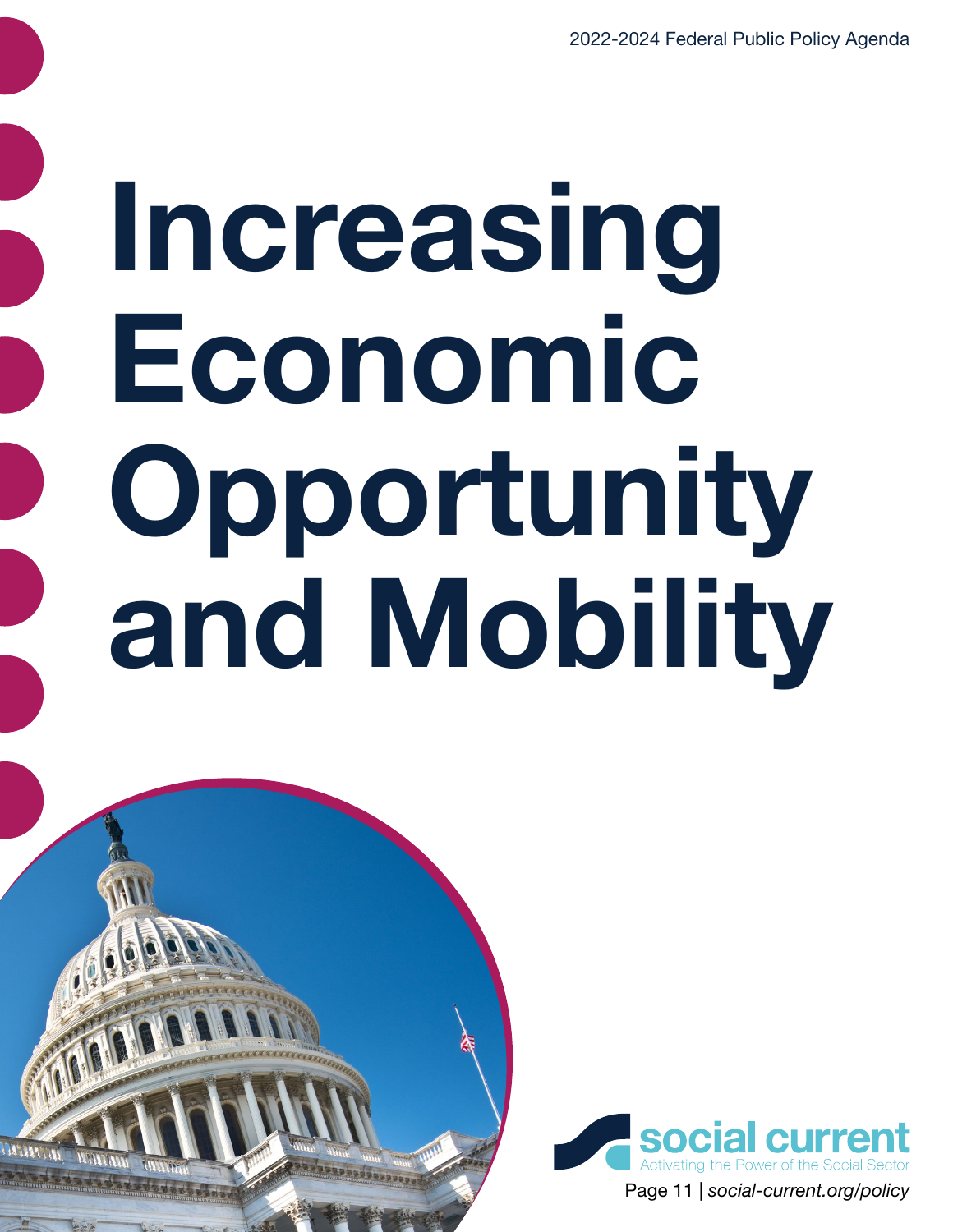# Increasing Economic Opportunity and Mobility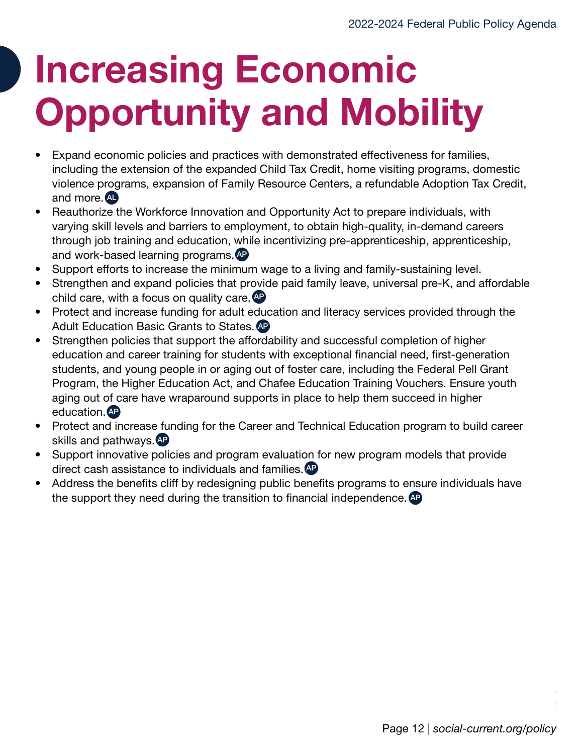# Increasing Economic Opportunity and Mobility

- Expand economic policies and practices with demonstrated effectiveness for families, including the extension of the expanded Child Tax Credit, home visiting programs, domestic violence programs, expansion of Family Resource Centers, a refundable Adoption Tax Credit, and more. AL
- Reauthorize the Workforce Innovation and Opportunity Act to prepare individuals, with varying skill levels and barriers to employment, to obtain high-quality, in-demand careers through job training and education, while incentivizing pre-apprenticeship, apprenticeship, and work-based learning programs. AP
- Support efforts to increase the minimum wage to a living and family-sustaining level.
- Strengthen and expand policies that provide paid family leave, universal pre-K, and affordable child care, with a focus on quality care. AP
- Protect and increase funding for adult education and literacy services provided through the Adult Education Basic Grants to States. AP
- Strengthen policies that support the affordability and successful completion of higher education and career training for students with exceptional financial need, first-generation students, and young people in or aging out of foster care, including the Federal Pell Grant Program, the Higher Education Act, and Chafee Education Training Vouchers. Ensure youth aging out of care have wraparound supports in place to help them succeed in higher education. AP
- Protect and increase funding for the Career and Technical Education program to build career skills and pathways. AP
- Support innovative policies and program evaluation for new program models that provide direct cash assistance to individuals and families. AP
- Address the benefits cliff by redesigning public benefits programs to ensure individuals have the support they need during the transition to financial independence. AP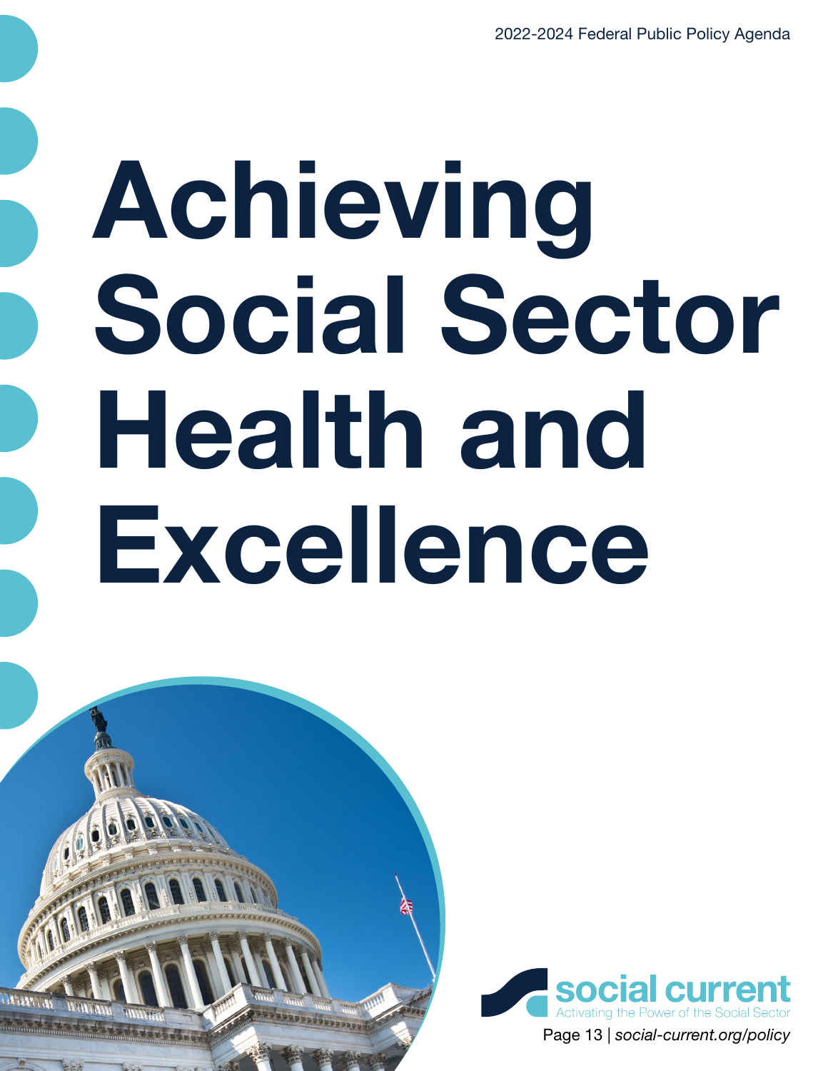# Achieving Social Sector Health and Excellence

social current

Activating the Power of the Social Sector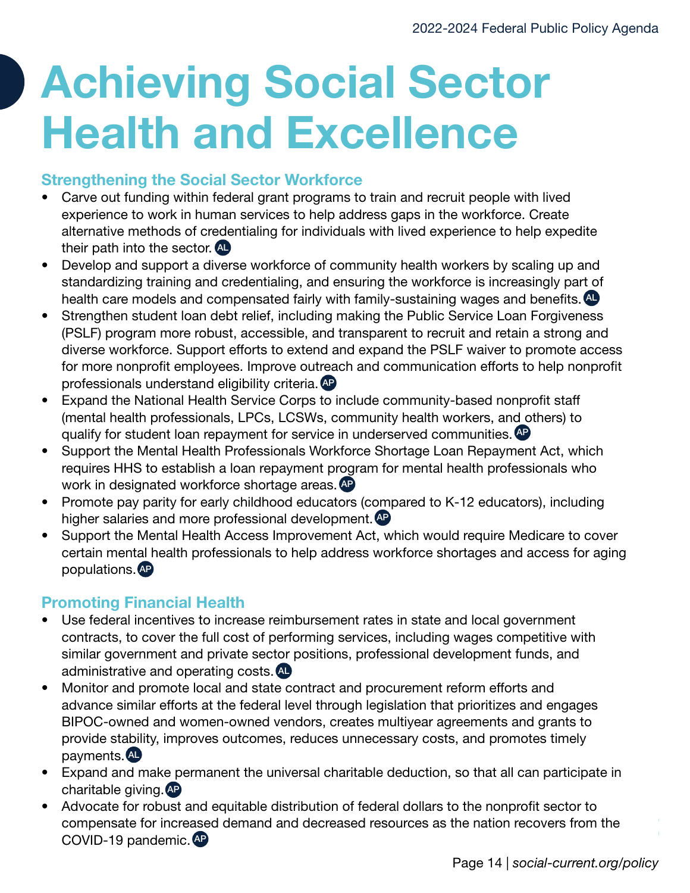# Achieving Social Sector Health and Excellence

## Strengthening the Social Sector Workforce

- Carve out funding within federal grant programs to train and recruit people with lived experience to work in human services to help address gaps in the workforce. Create alternative methods of credentialing for individuals with lived experience to help expedite their path into the sector. AL
- Develop and support a diverse workforce of community health workers by scaling up and standardizing training and credentialing, and ensuring the workforce is increasingly part of health care models and compensated fairly with family-sustaining wages and benefits. AL
- Strengthen student loan debt relief, including making the Public Service Loan Forgiveness (PSLF) program more robust, accessible, and transparent to recruit and retain a strong and diverse workforce. Support efforts to extend and expand the PSLF waiver to promote access for more nonprofit employees. Improve outreach and communication efforts to help nonprofit professionals understand eligibility criteria. AP
- Expand the National Health Service Corps to include community-based nonprofit staff (mental health professionals, LPCs, LCSWs, community health workers, and others) to qualify for student loan repayment for service in underserved communities. AP
- Support the Mental Health Professionals Workforce Shortage Loan Repayment Act, which requires HHS to establish a loan repayment program for mental health professionals who work in designated workforce shortage areas. AP
- Promote pay parity for early childhood educators (compared to K-12 educators), including higher salaries and more professional development. AP
- Support the Mental Health Access Improvement Act, which would require Medicare to cover certain mental health professionals to help address workforce shortages and access for aging populations. AP

## Promoting Financial Health

- Use federal incentives to increase reimbursement rates in state and local government contracts, to cover the full cost of performing services, including wages competitive with similar government and private sector positions, professional development funds, and administrative and operating costs. AL
- Monitor and promote local and state contract and procurement reform efforts and advance similar efforts at the federal level through legislation that prioritizes and engages BIPOC-owned and women-owned vendors, creates multiyear agreements and grants to provide stability, improves outcomes, reduces unnecessary costs, and promotes timely payments. AL
- Expand and make permanent the universal charitable deduction, so that all can participate in charitable giving. AP
- Advocate for robust and equitable distribution of federal dollars to the nonprofit sector to compensate for increased demand and decreased resources as the nation recovers from the COVID-19 pandemic. AP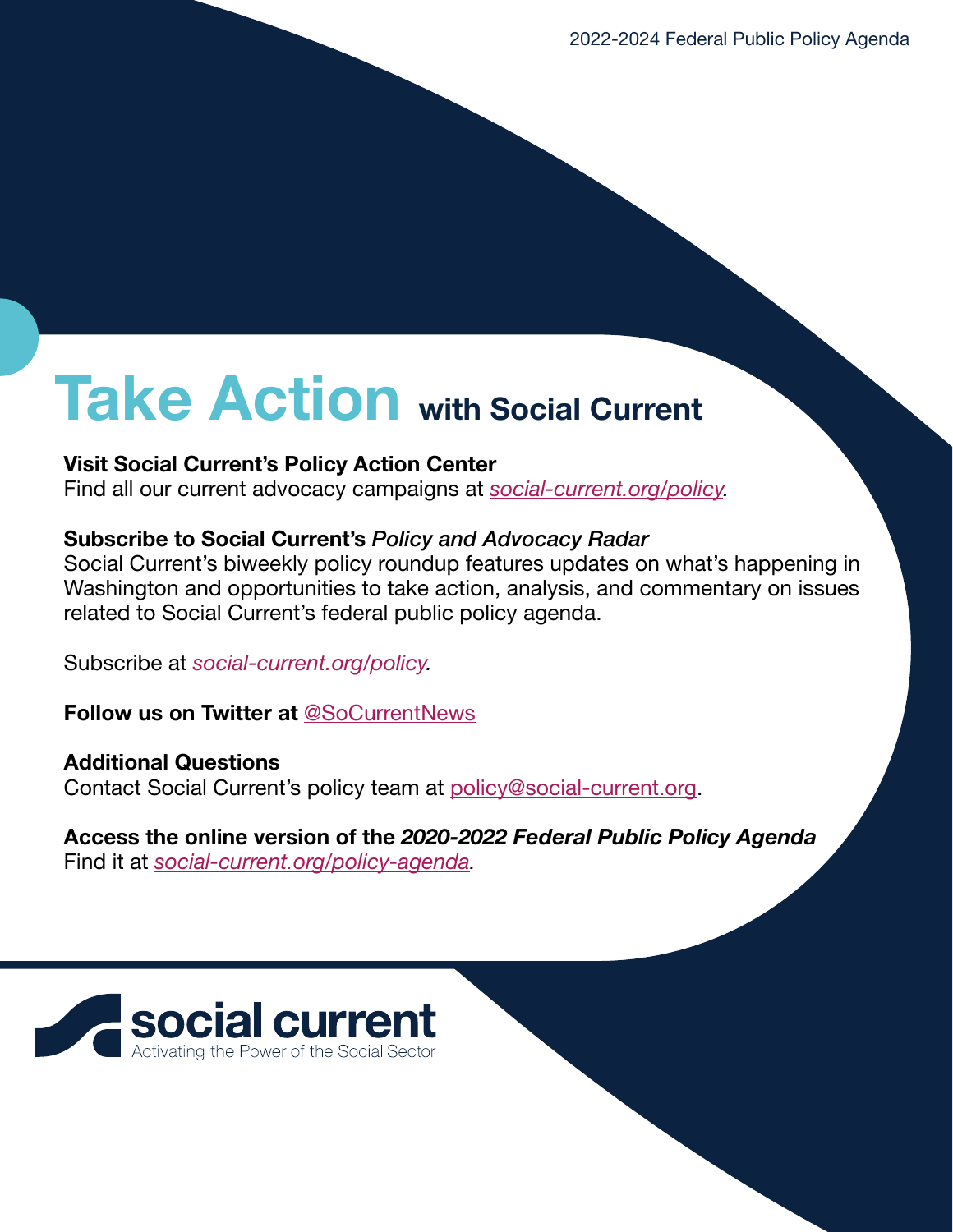# Take Action with Social Current

**Visit Social Current's Policy Action Center**
Find all our current advocacy campaigns at *social-current.org/policy.*

**Subscribe to Social Current's *Policy and Advocacy Radar***
Social Current's biweekly policy roundup features updates on what's happening in Washington and opportunities to take action, analysis, and commentary on issues related to Social Current's federal public policy agenda.

Subscribe at *social-current.org/policy.*

**Follow us on Twitter at** @SoCurrentNews

**Additional Questions**
Contact Social Current's policy team at policy@social-current.org.

**Access the online version of the *2020-2022 Federal Public Policy Agenda***
Find it at *social-current.org/policy-agenda.*

social current
Activating the Power of the Social Sector